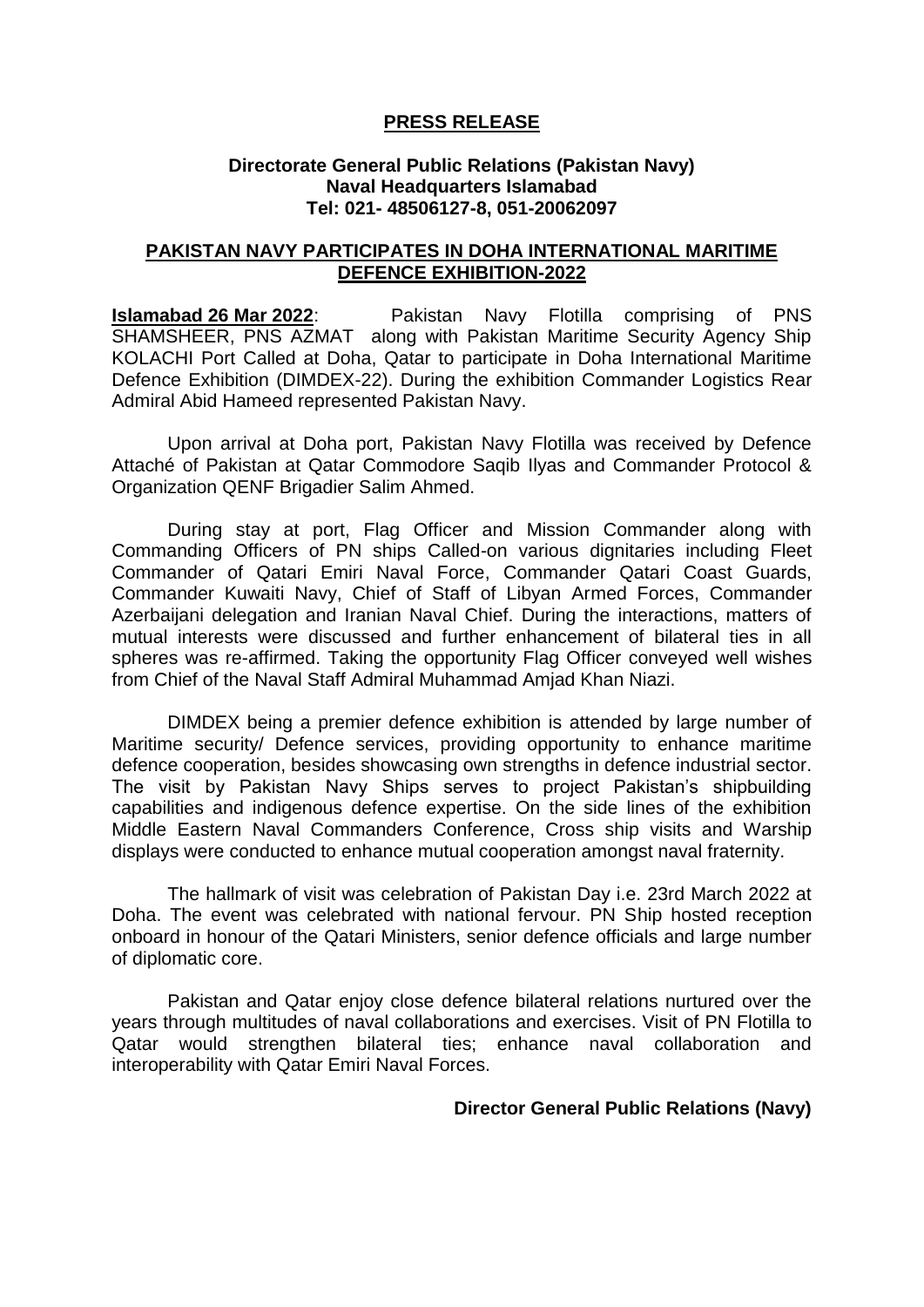**PRESS RELEASE**

**Directorate General Public Relations (Pakistan Navy)**
**Naval Headquarters Islamabad**
**Tel: 021- 48506127-8, 051-20062097**

**PAKISTAN NAVY PARTICIPATES IN DOHA INTERNATIONAL MARITIME DEFENCE EXHIBITION-2022**

**Islamabad 26 Mar 2022**: Pakistan Navy Flotilla comprising of PNS SHAMSHEER, PNS AZMAT along with Pakistan Maritime Security Agency Ship KOLACHI Port Called at Doha, Qatar to participate in Doha International Maritime Defence Exhibition (DIMDEX-22). During the exhibition Commander Logistics Rear Admiral Abid Hameed represented Pakistan Navy.

Upon arrival at Doha port, Pakistan Navy Flotilla was received by Defence Attaché of Pakistan at Qatar Commodore Saqib Ilyas and Commander Protocol & Organization QENF Brigadier Salim Ahmed.

During stay at port, Flag Officer and Mission Commander along with Commanding Officers of PN ships Called-on various dignitaries including Fleet Commander of Qatari Emiri Naval Force, Commander Qatari Coast Guards, Commander Kuwaiti Navy, Chief of Staff of Libyan Armed Forces, Commander Azerbaijani delegation and Iranian Naval Chief. During the interactions, matters of mutual interests were discussed and further enhancement of bilateral ties in all spheres was re-affirmed. Taking the opportunity Flag Officer conveyed well wishes from Chief of the Naval Staff Admiral Muhammad Amjad Khan Niazi.

DIMDEX being a premier defence exhibition is attended by large number of Maritime security/ Defence services, providing opportunity to enhance maritime defence cooperation, besides showcasing own strengths in defence industrial sector. The visit by Pakistan Navy Ships serves to project Pakistan's shipbuilding capabilities and indigenous defence expertise. On the side lines of the exhibition Middle Eastern Naval Commanders Conference, Cross ship visits and Warship displays were conducted to enhance mutual cooperation amongst naval fraternity.

The hallmark of visit was celebration of Pakistan Day i.e. 23rd March 2022 at Doha. The event was celebrated with national fervour. PN Ship hosted reception onboard in honour of the Qatari Ministers, senior defence officials and large number of diplomatic core.

Pakistan and Qatar enjoy close defence bilateral relations nurtured over the years through multitudes of naval collaborations and exercises. Visit of PN Flotilla to Qatar would strengthen bilateral ties; enhance naval collaboration and interoperability with Qatar Emiri Naval Forces.

**Director General Public Relations (Navy)**